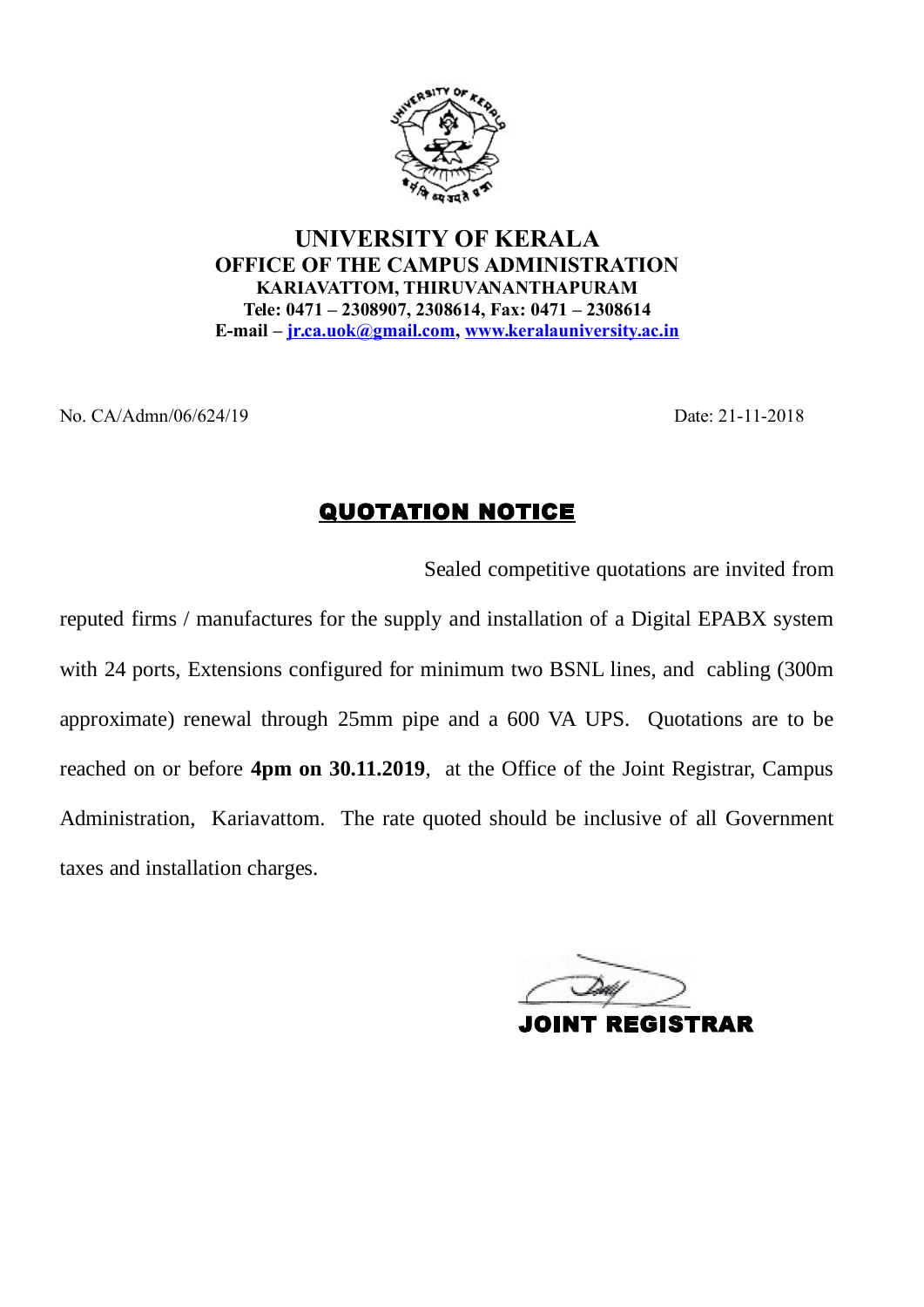# UNIVERSITY OF KERALA

## OFFICE OF THE CAMPUS ADMINISTRATION

**KARIAVATTOM, THIRUVANANTHAPURAM**

**Tele: 0471 – 2308907, 2308614, Fax: 0471 – 2308614**

**E-mail – jr.ca.uok@gmail.com, www.keralauniversity.ac.in**

No. CA/Admn/06/624/19 Date: 21-11-2018

## QUOTATION NOTICE

Sealed competitive quotations are invited from reputed firms / manufactures for the supply and installation of a Digital EPABX system with 24 ports, Extensions configured for minimum two BSNL lines, and cabling (300m approximate) renewal through 25mm pipe and a 600 VA UPS. Quotations are to be reached on or before **4pm on 30.11.2019**, at the Office of the Joint Registrar, Campus Administration, Kariavattom. The rate quoted should be inclusive of all Government taxes and installation charges.

**JOINT REGISTRAR**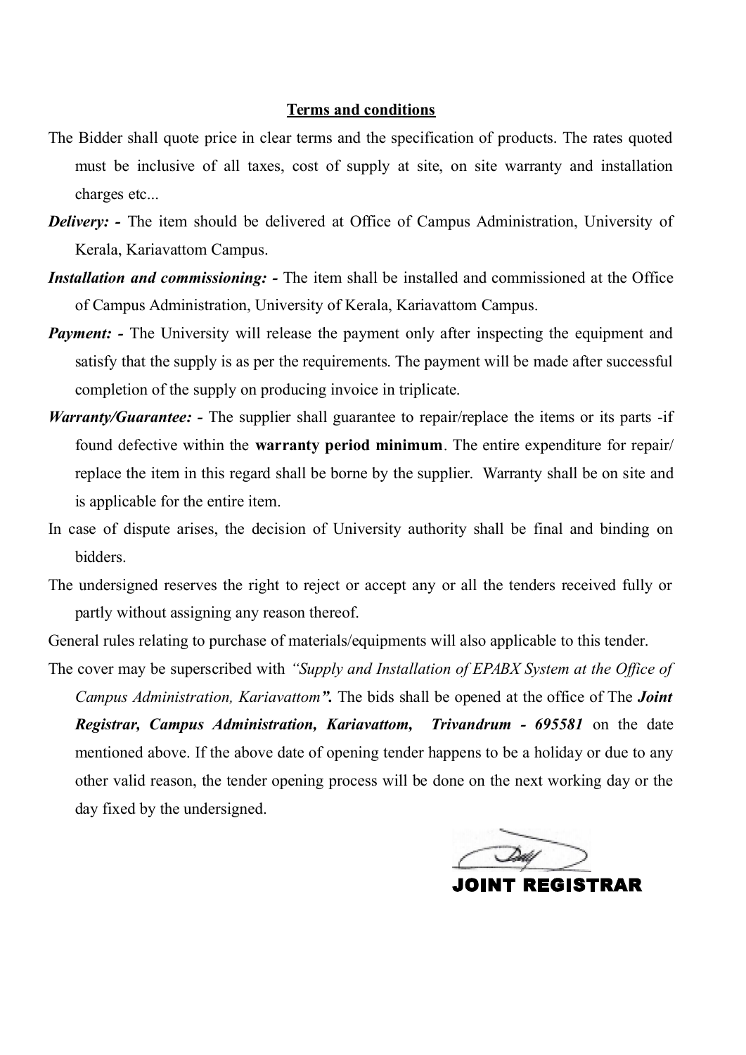## Terms and conditions

The Bidder shall quote price in clear terms and the specification of products. The rates quoted must be inclusive of all taxes, cost of supply at site, on site warranty and installation charges etc...

***Delivery: -*** The item should be delivered at Office of Campus Administration, University of Kerala, Kariavattom Campus.

***Installation and commissioning: -*** The item shall be installed and commissioned at the Office of Campus Administration, University of Kerala, Kariavattom Campus.

***Payment: -*** The University will release the payment only after inspecting the equipment and satisfy that the supply is as per the requirements. The payment will be made after successful completion of the supply on producing invoice in triplicate.

***Warranty/Guarantee: -*** The supplier shall guarantee to repair/replace the items or its parts -if found defective within the **warranty period minimum**. The entire expenditure for repair/ replace the item in this regard shall be borne by the supplier. Warranty shall be on site and is applicable for the entire item.

In case of dispute arises, the decision of University authority shall be final and binding on bidders.

The undersigned reserves the right to reject or accept any or all the tenders received fully or partly without assigning any reason thereof.

General rules relating to purchase of materials/equipments will also applicable to this tender.

The cover may be superscribed with *"Supply and Installation of EPABX System at the Office of Campus Administration, Kariavattom"*. The bids shall be opened at the office of The ***Joint Registrar, Campus Administration, Kariavattom, Trivandrum - 695581*** on the date mentioned above. If the above date of opening tender happens to be a holiday or due to any other valid reason, the tender opening process will be done on the next working day or the day fixed by the undersigned.

**JOINT REGISTRAR**